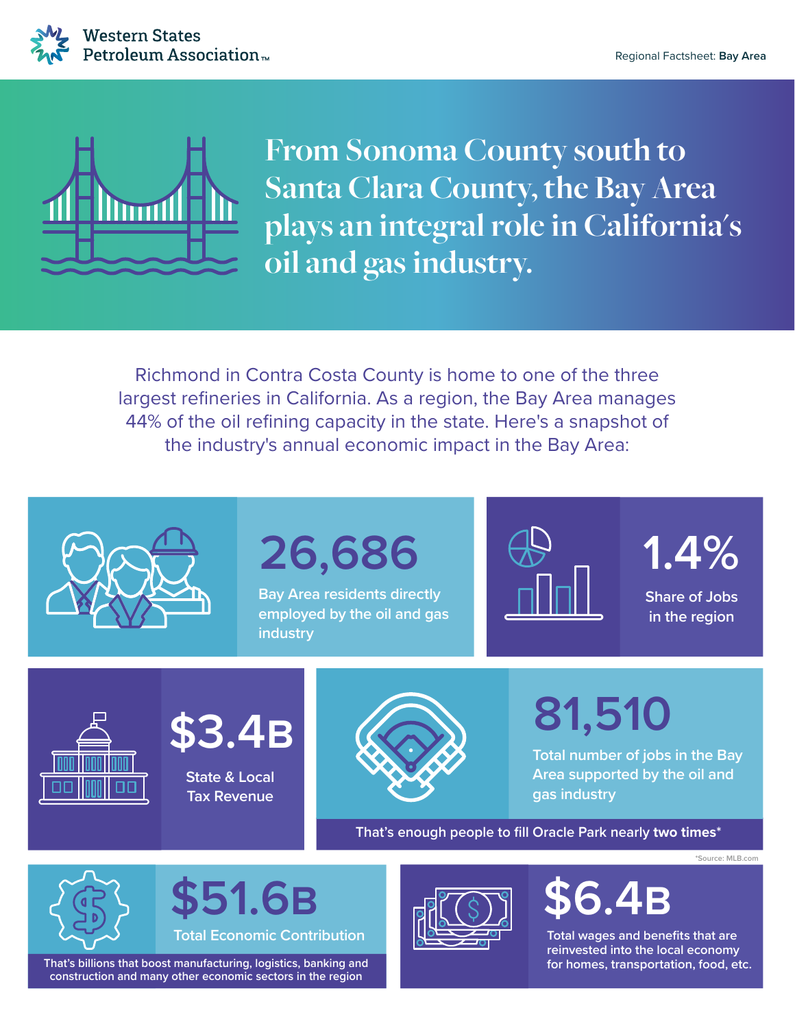Western States Petroleum Association™

Regional Factsheet: **Bay Area**

# From Sonoma County south to Santa Clara County, the Bay Area plays an integral role in California's oil and gas industry.

Richmond in Contra Costa County is home to one of the three largest refineries in California. As a region, the Bay Area manages 44% of the oil refining capacity in the state. Here's a snapshot of the industry's annual economic impact in the Bay Area:

## 26,686
Bay Area residents directly employed by the oil and gas industry

## 1.4%
Share of Jobs in the region

## $3.4B
State & Local Tax Revenue

## 81,510
Total number of jobs in the Bay Area supported by the oil and gas industry

That's enough people to fill Oracle Park nearly **two times***

*Source: MLB.com

## $51.6B
Total Economic Contribution

That's billions that boost manufacturing, logistics, banking and construction and many other economic sectors in the region

## $6.4B
Total wages and benefits that are reinvested into the local economy for homes, transportation, food, etc.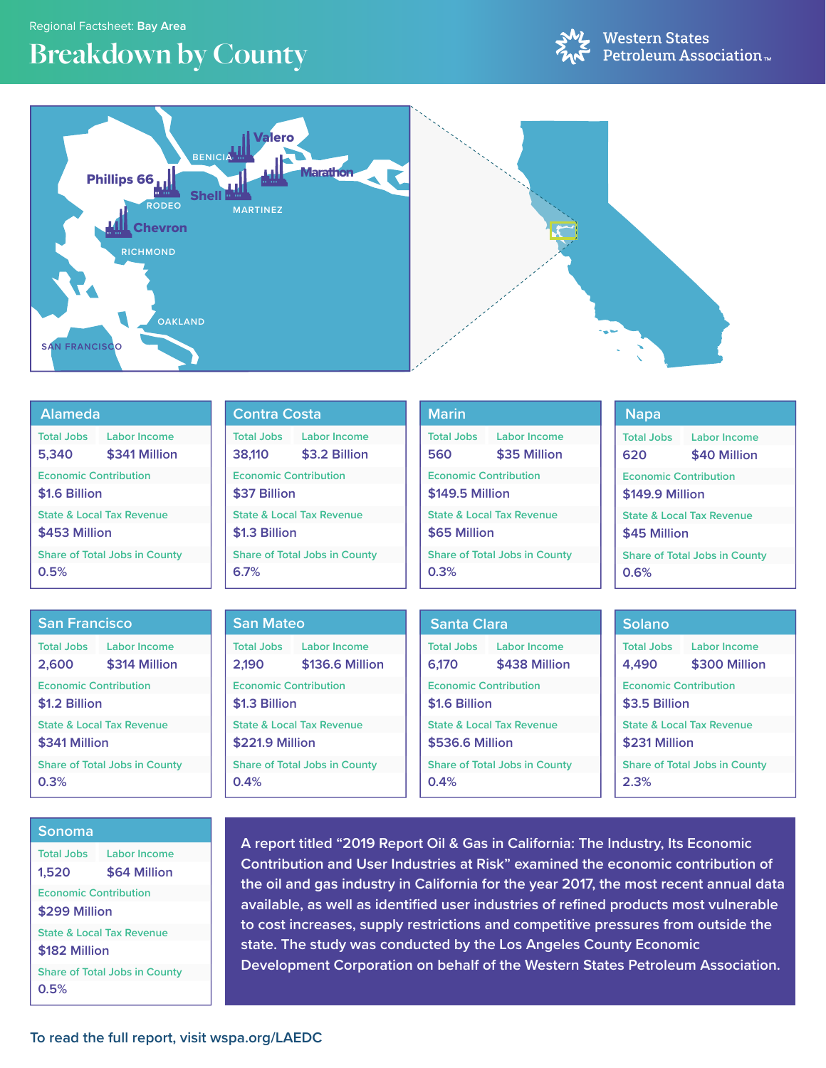Regional Factsheet: **Bay Area**

# Breakdown by County

Western States Petroleum Association™

VALERO
BENICIA
PHILLIPS 66
MARATHON
SHELL
RODEO
MARTINEZ
CHEVRON
RICHMOND
OAKLAND
SAN FRANCISCO

## Alameda

| Total Jobs | Labor Income |
|---|---|
| 5,340 | $341 Million |

Economic Contribution
$1.6 Billion

State & Local Tax Revenue
$453 Million

Share of Total Jobs in County
0.5%

## Contra Costa

| Total Jobs | Labor Income |
|---|---|
| 38,110 | $3.2 Billion |

Economic Contribution
$37 Billion

State & Local Tax Revenue
$1.3 Billion

Share of Total Jobs in County
6.7%

## Marin

| Total Jobs | Labor Income |
|---|---|
| 560 | $35 Million |

Economic Contribution
$149.5 Million

State & Local Tax Revenue
$65 Million

Share of Total Jobs in County
0.3%

## Napa

| Total Jobs | Labor Income |
|---|---|
| 620 | $40 Million |

Economic Contribution
$149.9 Million

State & Local Tax Revenue
$45 Million

Share of Total Jobs in County
0.6%

## San Francisco

| Total Jobs | Labor Income |
|---|---|
| 2,600 | $314 Million |

Economic Contribution
$1.2 Billion

State & Local Tax Revenue
$341 Million

Share of Total Jobs in County
0.3%

## San Mateo

| Total Jobs | Labor Income |
|---|---|
| 2,190 | $136.6 Million |

Economic Contribution
$1.3 Billion

State & Local Tax Revenue
$221.9 Million

Share of Total Jobs in County
0.4%

## Santa Clara

| Total Jobs | Labor Income |
|---|---|
| 6,170 | $438 Million |

Economic Contribution
$1.6 Billion

State & Local Tax Revenue
$536.6 Million

Share of Total Jobs in County
0.4%

## Solano

| Total Jobs | Labor Income |
|---|---|
| 4,490 | $300 Million |

Economic Contribution
$3.5 Billion

State & Local Tax Revenue
$231 Million

Share of Total Jobs in County
2.3%

## Sonoma

| Total Jobs | Labor Income |
|---|---|
| 1,520 | $64 Million |

Economic Contribution
$299 Million

State & Local Tax Revenue
$182 Million

Share of Total Jobs in County
0.5%

A report titled "2019 Report Oil & Gas in California: The Industry, Its Economic Contribution and User Industries at Risk" examined the economic contribution of the oil and gas industry in California for the year 2017, the most recent annual data available, as well as identified user industries of refined products most vulnerable to cost increases, supply restrictions and competitive pressures from outside the state. The study was conducted by the Los Angeles County Economic Development Corporation on behalf of the Western States Petroleum Association.

To read the full report, visit wspa.org/LAEDC